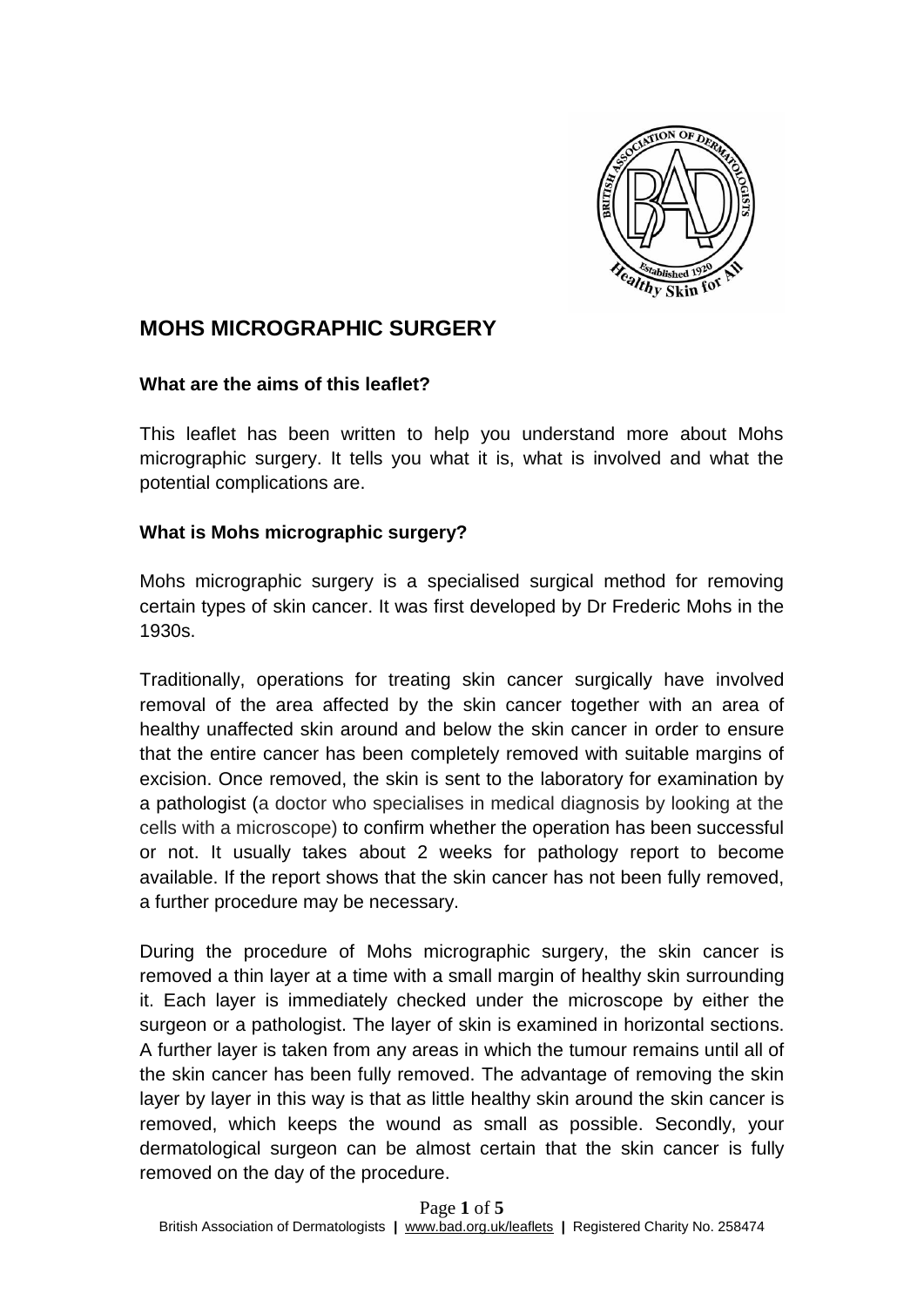# MOHS MICROGRAPHIC SURGERY

**What are the aims of this leaflet?**

This leaflet has been written to help you understand more about Mohs micrographic surgery. It tells you what it is, what is involved and what the potential complications are.

**What is Mohs micrographic surgery?**

Mohs micrographic surgery is a specialised surgical method for removing certain types of skin cancer. It was first developed by Dr Frederic Mohs in the 1930s.

Traditionally, operations for treating skin cancer surgically have involved removal of the area affected by the skin cancer together with an area of healthy unaffected skin around and below the skin cancer in order to ensure that the entire cancer has been completely removed with suitable margins of excision. Once removed, the skin is sent to the laboratory for examination by a pathologist (a doctor who specialises in medical diagnosis by looking at the cells with a microscope) to confirm whether the operation has been successful or not. It usually takes about 2 weeks for pathology report to become available. If the report shows that the skin cancer has not been fully removed, a further procedure may be necessary.

During the procedure of Mohs micrographic surgery, the skin cancer is removed a thin layer at a time with a small margin of healthy skin surrounding it. Each layer is immediately checked under the microscope by either the surgeon or a pathologist. The layer of skin is examined in horizontal sections. A further layer is taken from any areas in which the tumour remains until all of the skin cancer has been fully removed. The advantage of removing the skin layer by layer in this way is that as little healthy skin around the skin cancer is removed, which keeps the wound as small as possible. Secondly, your dermatological surgeon can be almost certain that the skin cancer is fully removed on the day of the procedure.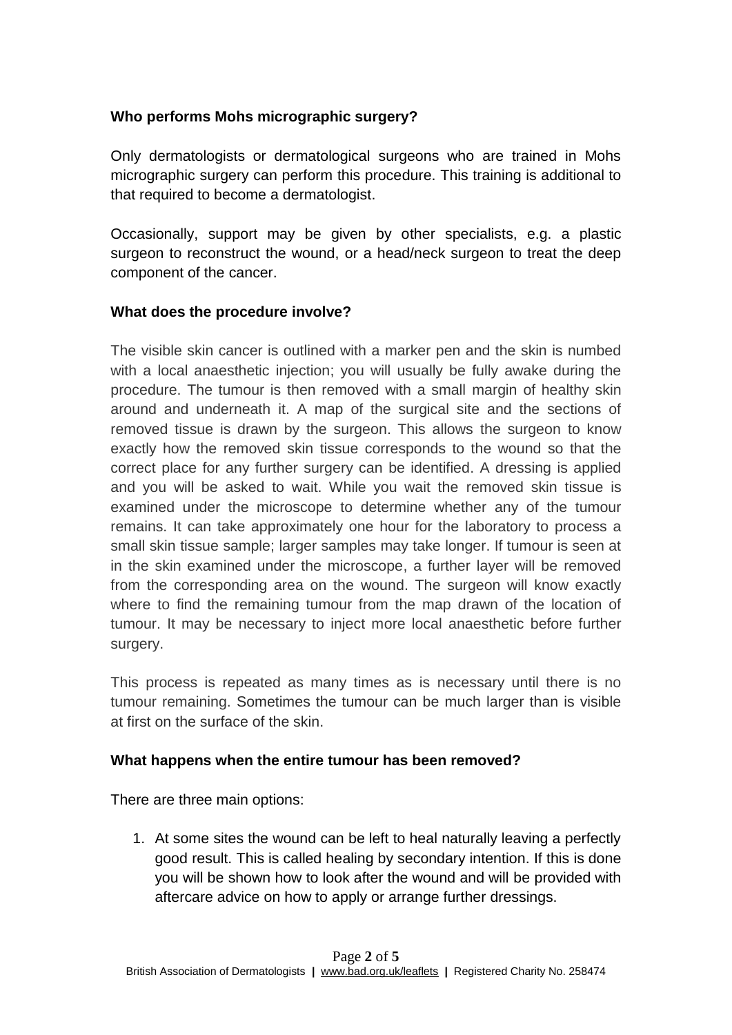### Who performs Mohs micrographic surgery?

Only dermatologists or dermatological surgeons who are trained in Mohs micrographic surgery can perform this procedure. This training is additional to that required to become a dermatologist.

Occasionally, support may be given by other specialists, e.g. a plastic surgeon to reconstruct the wound, or a head/neck surgeon to treat the deep component of the cancer.

### What does the procedure involve?

The visible skin cancer is outlined with a marker pen and the skin is numbed with a local anaesthetic injection; you will usually be fully awake during the procedure. The tumour is then removed with a small margin of healthy skin around and underneath it. A map of the surgical site and the sections of removed tissue is drawn by the surgeon. This allows the surgeon to know exactly how the removed skin tissue corresponds to the wound so that the correct place for any further surgery can be identified. A dressing is applied and you will be asked to wait. While you wait the removed skin tissue is examined under the microscope to determine whether any of the tumour remains. It can take approximately one hour for the laboratory to process a small skin tissue sample; larger samples may take longer. If tumour is seen at in the skin examined under the microscope, a further layer will be removed from the corresponding area on the wound. The surgeon will know exactly where to find the remaining tumour from the map drawn of the location of tumour. It may be necessary to inject more local anaesthetic before further surgery.

This process is repeated as many times as is necessary until there is no tumour remaining. Sometimes the tumour can be much larger than is visible at first on the surface of the skin.

### What happens when the entire tumour has been removed?

There are three main options:

1. At some sites the wound can be left to heal naturally leaving a perfectly good result. This is called healing by secondary intention. If this is done you will be shown how to look after the wound and will be provided with aftercare advice on how to apply or arrange further dressings.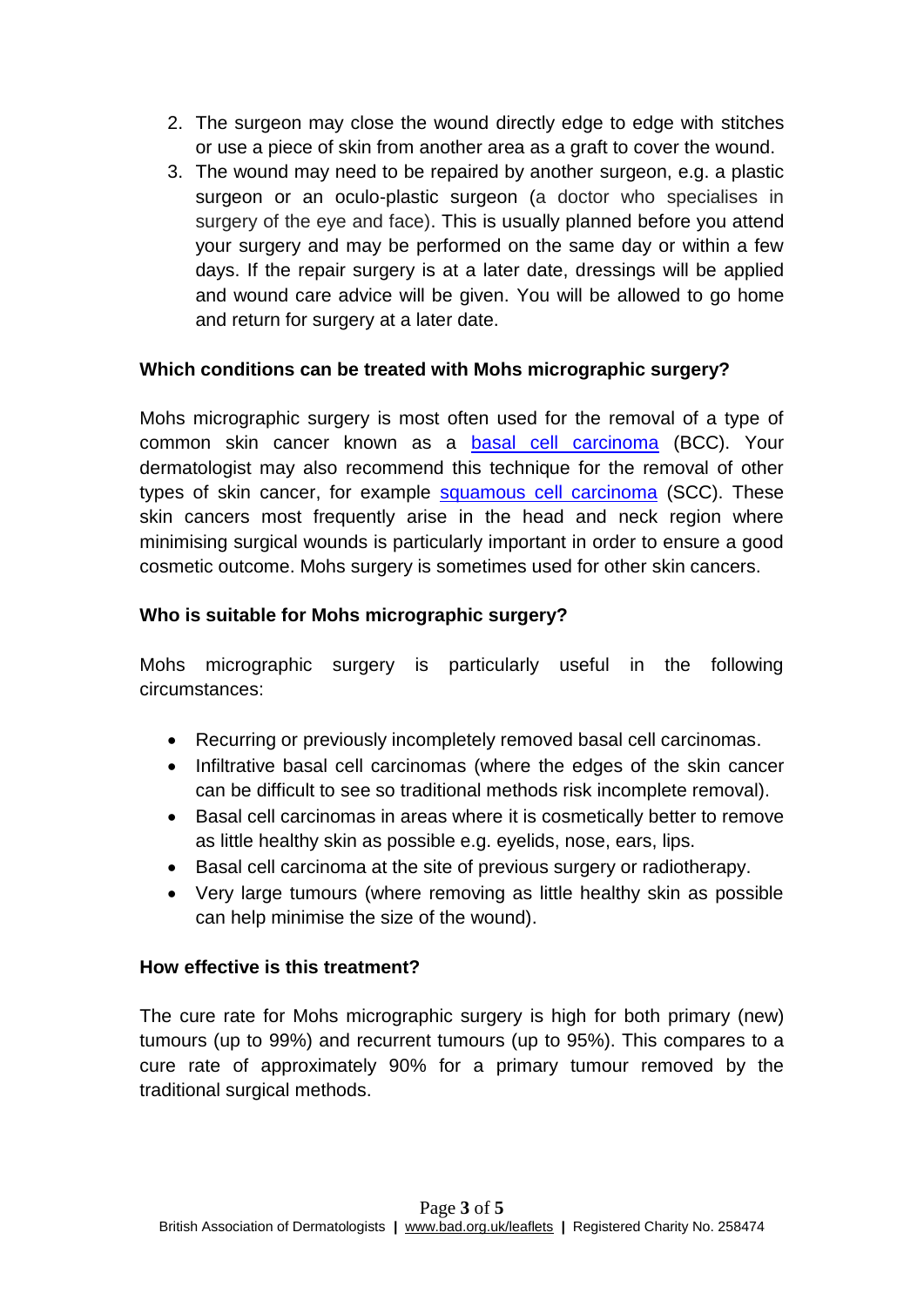2. The surgeon may close the wound directly edge to edge with stitches or use a piece of skin from another area as a graft to cover the wound.
3. The wound may need to be repaired by another surgeon, e.g. a plastic surgeon or an oculo-plastic surgeon (a doctor who specialises in surgery of the eye and face). This is usually planned before you attend your surgery and may be performed on the same day or within a few days. If the repair surgery is at a later date, dressings will be applied and wound care advice will be given. You will be allowed to go home and return for surgery at a later date.

**Which conditions can be treated with Mohs micrographic surgery?**

Mohs micrographic surgery is most often used for the removal of a type of common skin cancer known as a basal cell carcinoma (BCC). Your dermatologist may also recommend this technique for the removal of other types of skin cancer, for example squamous cell carcinoma (SCC). These skin cancers most frequently arise in the head and neck region where minimising surgical wounds is particularly important in order to ensure a good cosmetic outcome. Mohs surgery is sometimes used for other skin cancers.

**Who is suitable for Mohs micrographic surgery?**

Mohs micrographic surgery is particularly useful in the following circumstances:

- Recurring or previously incompletely removed basal cell carcinomas.
- Infiltrative basal cell carcinomas (where the edges of the skin cancer can be difficult to see so traditional methods risk incomplete removal).
- Basal cell carcinomas in areas where it is cosmetically better to remove as little healthy skin as possible e.g. eyelids, nose, ears, lips.
- Basal cell carcinoma at the site of previous surgery or radiotherapy.
- Very large tumours (where removing as little healthy skin as possible can help minimise the size of the wound).

**How effective is this treatment?**

The cure rate for Mohs micrographic surgery is high for both primary (new) tumours (up to 99%) and recurrent tumours (up to 95%). This compares to a cure rate of approximately 90% for a primary tumour removed by the traditional surgical methods.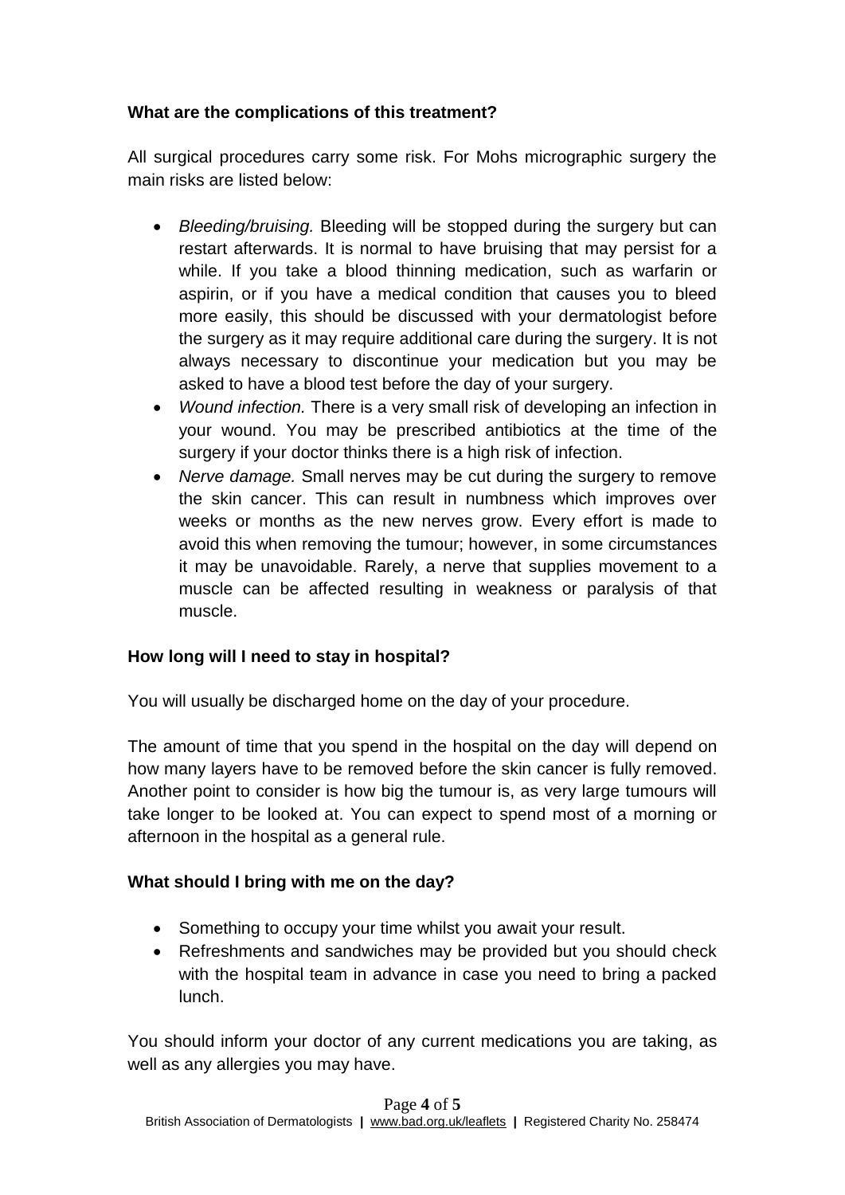**What are the complications of this treatment?**

All surgical procedures carry some risk. For Mohs micrographic surgery the main risks are listed below:

- *Bleeding/bruising.* Bleeding will be stopped during the surgery but can restart afterwards. It is normal to have bruising that may persist for a while. If you take a blood thinning medication, such as warfarin or aspirin, or if you have a medical condition that causes you to bleed more easily, this should be discussed with your dermatologist before the surgery as it may require additional care during the surgery. It is not always necessary to discontinue your medication but you may be asked to have a blood test before the day of your surgery.
- *Wound infection.* There is a very small risk of developing an infection in your wound. You may be prescribed antibiotics at the time of the surgery if your doctor thinks there is a high risk of infection.
- *Nerve damage.* Small nerves may be cut during the surgery to remove the skin cancer. This can result in numbness which improves over weeks or months as the new nerves grow. Every effort is made to avoid this when removing the tumour; however, in some circumstances it may be unavoidable. Rarely, a nerve that supplies movement to a muscle can be affected resulting in weakness or paralysis of that muscle.

**How long will I need to stay in hospital?**

You will usually be discharged home on the day of your procedure.

The amount of time that you spend in the hospital on the day will depend on how many layers have to be removed before the skin cancer is fully removed. Another point to consider is how big the tumour is, as very large tumours will take longer to be looked at. You can expect to spend most of a morning or afternoon in the hospital as a general rule.

**What should I bring with me on the day?**

- Something to occupy your time whilst you await your result.
- Refreshments and sandwiches may be provided but you should check with the hospital team in advance in case you need to bring a packed lunch.

You should inform your doctor of any current medications you are taking, as well as any allergies you may have.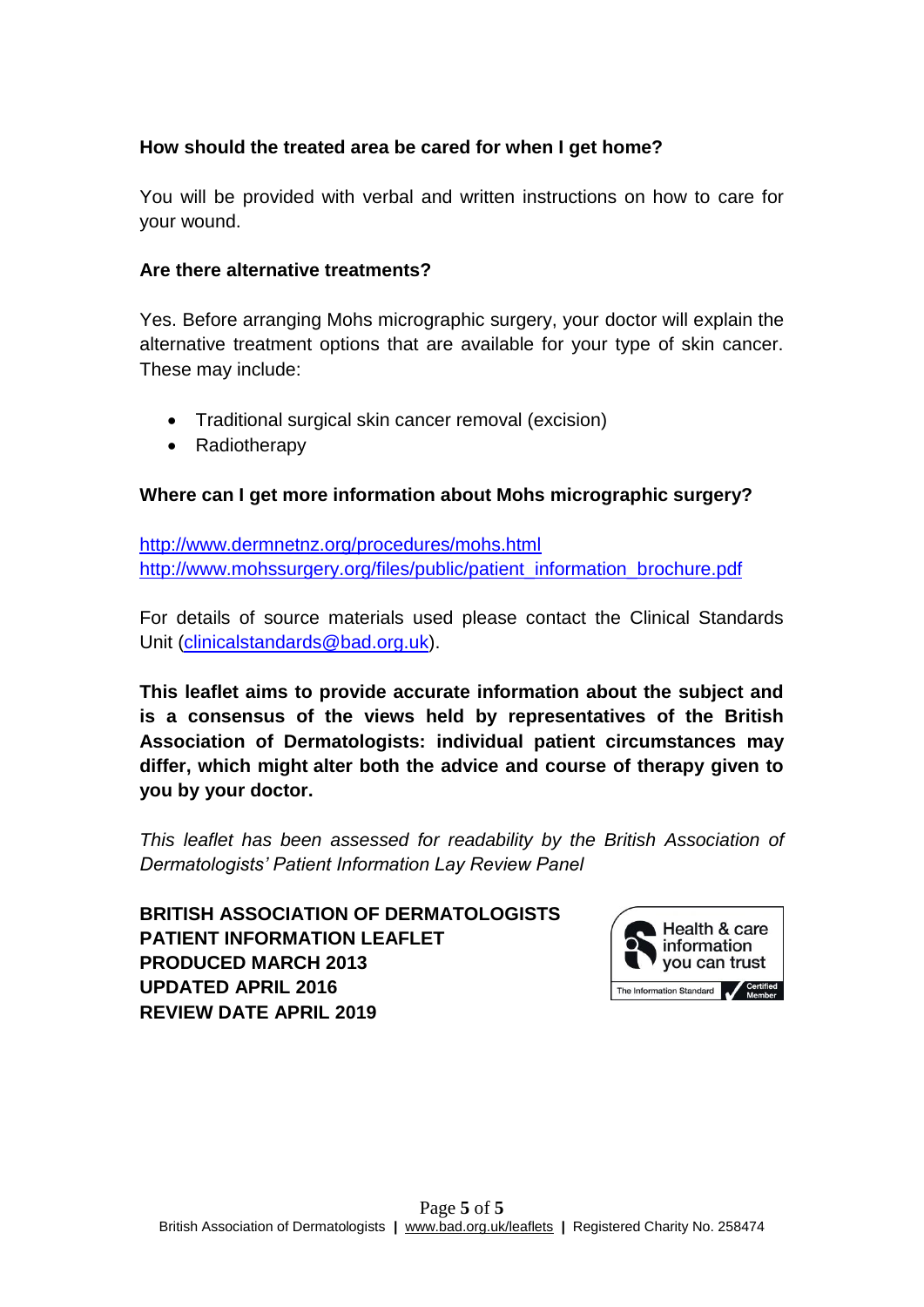**How should the treated area be cared for when I get home?**

You will be provided with verbal and written instructions on how to care for your wound.

**Are there alternative treatments?**

Yes. Before arranging Mohs micrographic surgery, your doctor will explain the alternative treatment options that are available for your type of skin cancer. These may include:

- Traditional surgical skin cancer removal (excision)
- Radiotherapy

**Where can I get more information about Mohs micrographic surgery?**

http://www.dermnetnz.org/procedures/mohs.html
http://www.mohssurgery.org/files/public/patient_information_brochure.pdf

For details of source materials used please contact the Clinical Standards Unit (clinicalstandards@bad.org.uk).

**This leaflet aims to provide accurate information about the subject and is a consensus of the views held by representatives of the British Association of Dermatologists: individual patient circumstances may differ, which might alter both the advice and course of therapy given to you by your doctor.**

*This leaflet has been assessed for readability by the British Association of Dermatologists' Patient Information Lay Review Panel*

**BRITISH ASSOCIATION OF DERMATOLOGISTS**
**PATIENT INFORMATION LEAFLET**
**PRODUCED MARCH 2013**
**UPDATED APRIL 2016**
**REVIEW DATE APRIL 2019**

Health & care information you can trust
The Information Standard
Certified Member

British Association of Dermatologists | www.bad.org.uk/leaflets | Registered Charity No. 258474